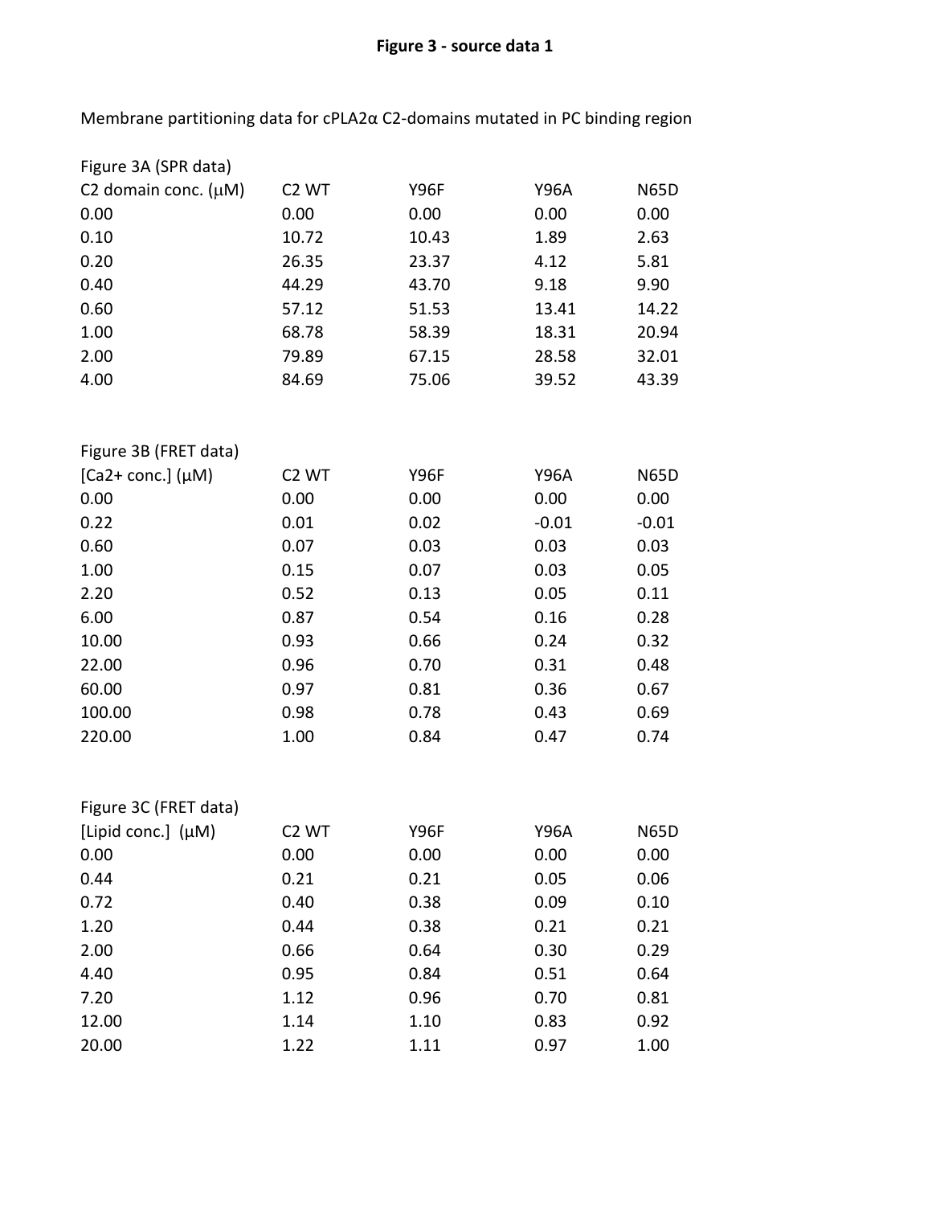**Figure 3 - source data 1**

Membrane partitioning data for cPLA2α C2-domains mutated in PC binding region

Figure 3A (SPR data)

| C2 domain conc. (μM) | C2 WT | Y96F | Y96A | N65D |
|---|---|---|---|---|
| 0.00 | 0.00 | 0.00 | 0.00 | 0.00 |
| 0.10 | 10.72 | 10.43 | 1.89 | 2.63 |
| 0.20 | 26.35 | 23.37 | 4.12 | 5.81 |
| 0.40 | 44.29 | 43.70 | 9.18 | 9.90 |
| 0.60 | 57.12 | 51.53 | 13.41 | 14.22 |
| 1.00 | 68.78 | 58.39 | 18.31 | 20.94 |
| 2.00 | 79.89 | 67.15 | 28.58 | 32.01 |
| 4.00 | 84.69 | 75.06 | 39.52 | 43.39 |

Figure 3B (FRET data)

| [Ca2+ conc.] (μM) | C2 WT | Y96F | Y96A | N65D |
|---|---|---|---|---|
| 0.00 | 0.00 | 0.00 | 0.00 | 0.00 |
| 0.22 | 0.01 | 0.02 | -0.01 | -0.01 |
| 0.60 | 0.07 | 0.03 | 0.03 | 0.03 |
| 1.00 | 0.15 | 0.07 | 0.03 | 0.05 |
| 2.20 | 0.52 | 0.13 | 0.05 | 0.11 |
| 6.00 | 0.87 | 0.54 | 0.16 | 0.28 |
| 10.00 | 0.93 | 0.66 | 0.24 | 0.32 |
| 22.00 | 0.96 | 0.70 | 0.31 | 0.48 |
| 60.00 | 0.97 | 0.81 | 0.36 | 0.67 |
| 100.00 | 0.98 | 0.78 | 0.43 | 0.69 |
| 220.00 | 1.00 | 0.84 | 0.47 | 0.74 |

Figure 3C (FRET data)

| [Lipid conc.] (μM) | C2 WT | Y96F | Y96A | N65D |
|---|---|---|---|---|
| 0.00 | 0.00 | 0.00 | 0.00 | 0.00 |
| 0.44 | 0.21 | 0.21 | 0.05 | 0.06 |
| 0.72 | 0.40 | 0.38 | 0.09 | 0.10 |
| 1.20 | 0.44 | 0.38 | 0.21 | 0.21 |
| 2.00 | 0.66 | 0.64 | 0.30 | 0.29 |
| 4.40 | 0.95 | 0.84 | 0.51 | 0.64 |
| 7.20 | 1.12 | 0.96 | 0.70 | 0.81 |
| 12.00 | 1.14 | 1.10 | 0.83 | 0.92 |
| 20.00 | 1.22 | 1.11 | 0.97 | 1.00 |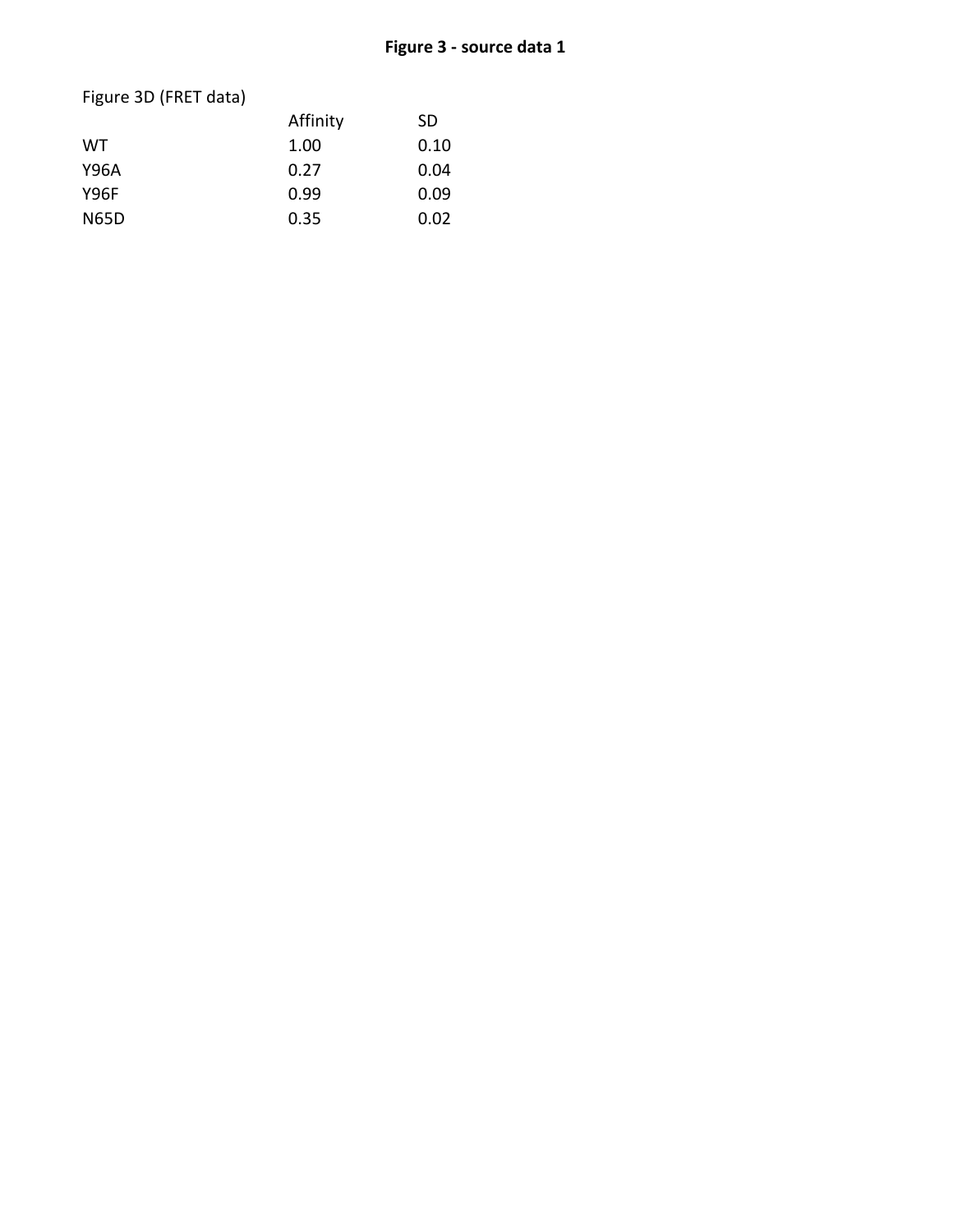**Figure 3 - source data 1**

Figure 3D (FRET data)

| | Affinity | SD |
|---|---|---|
| WT | 1.00 | 0.10 |
| Y96A | 0.27 | 0.04 |
| Y96F | 0.99 | 0.09 |
| N65D | 0.35 | 0.02 |